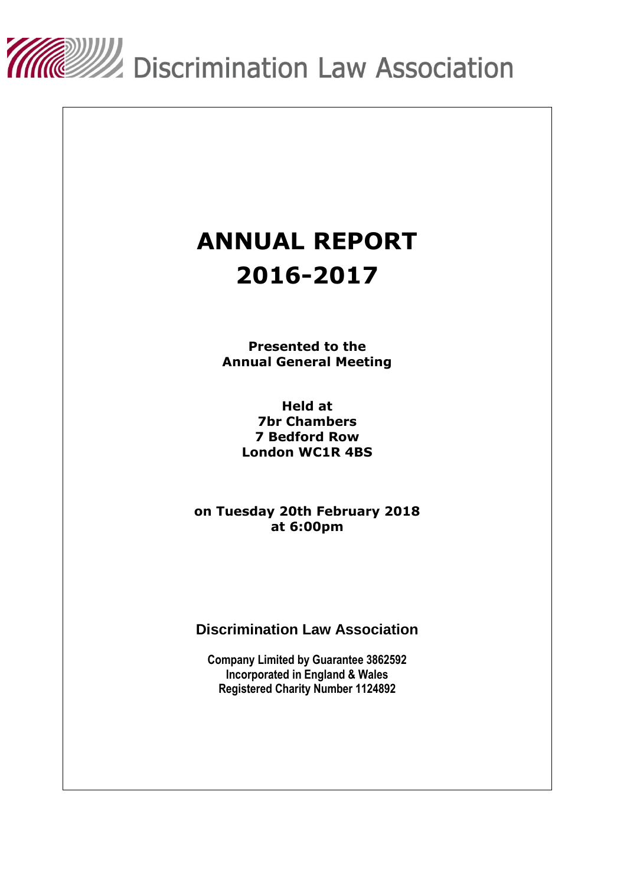Discrimination Law Association

# ANNUAL REPORT
# 2016-2017

**Presented to the**
**Annual General Meeting**

**Held at**
**7br Chambers**
**7 Bedford Row**
**London WC1R 4BS**

**on Tuesday 20th February 2018**
**at 6:00pm**

**Discrimination Law Association**

**Company Limited by Guarantee 3862592**
**Incorporated in England & Wales**
**Registered Charity Number 1124892**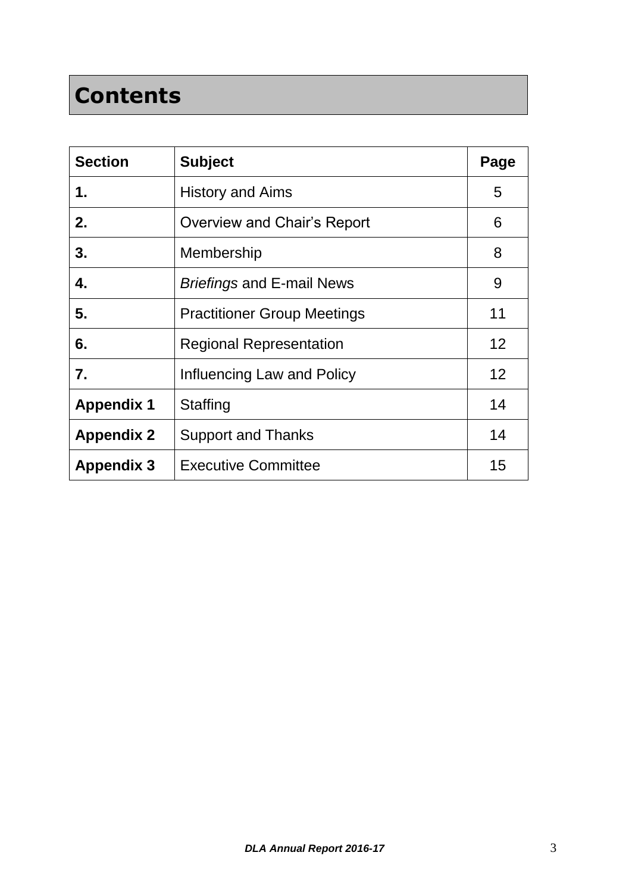# Contents

| **Section** | **Subject** | **Page** |
|---|---|---|
| **1.** | History and Aims | 5 |
| **2.** | Overview and Chair's Report | 6 |
| **3.** | Membership | 8 |
| **4.** | *Briefings* and E-mail News | 9 |
| **5.** | Practitioner Group Meetings | 11 |
| **6.** | Regional Representation | 12 |
| **7.** | Influencing Law and Policy | 12 |
| **Appendix 1** | Staffing | 14 |
| **Appendix 2** | Support and Thanks | 14 |
| **Appendix 3** | Executive Committee | 15 |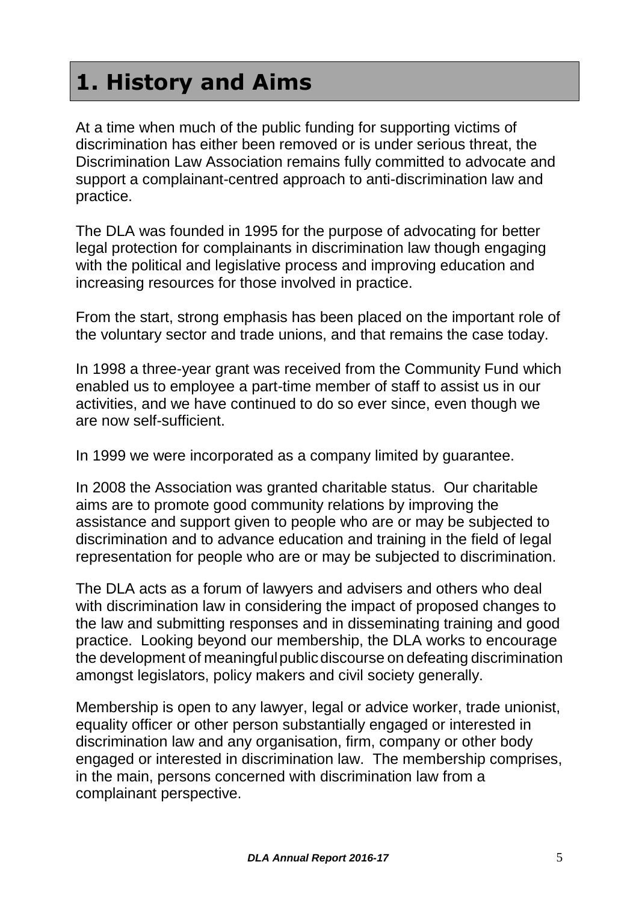# 1. History and Aims

At a time when much of the public funding for supporting victims of discrimination has either been removed or is under serious threat, the Discrimination Law Association remains fully committed to advocate and support a complainant-centred approach to anti-discrimination law and practice.

The DLA was founded in 1995 for the purpose of advocating for better legal protection for complainants in discrimination law though engaging with the political and legislative process and improving education and increasing resources for those involved in practice.

From the start, strong emphasis has been placed on the important role of the voluntary sector and trade unions, and that remains the case today.

In 1998 a three-year grant was received from the Community Fund which enabled us to employee a part-time member of staff to assist us in our activities, and we have continued to do so ever since, even though we are now self-sufficient.

In 1999 we were incorporated as a company limited by guarantee.

In 2008 the Association was granted charitable status. Our charitable aims are to promote good community relations by improving the assistance and support given to people who are or may be subjected to discrimination and to advance education and training in the field of legal representation for people who are or may be subjected to discrimination.

The DLA acts as a forum of lawyers and advisers and others who deal with discrimination law in considering the impact of proposed changes to the law and submitting responses and in disseminating training and good practice. Looking beyond our membership, the DLA works to encourage the development of meaningful public discourse on defeating discrimination amongst legislators, policy makers and civil society generally.

Membership is open to any lawyer, legal or advice worker, trade unionist, equality officer or other person substantially engaged or interested in discrimination law and any organisation, firm, company or other body engaged or interested in discrimination law. The membership comprises, in the main, persons concerned with discrimination law from a complainant perspective.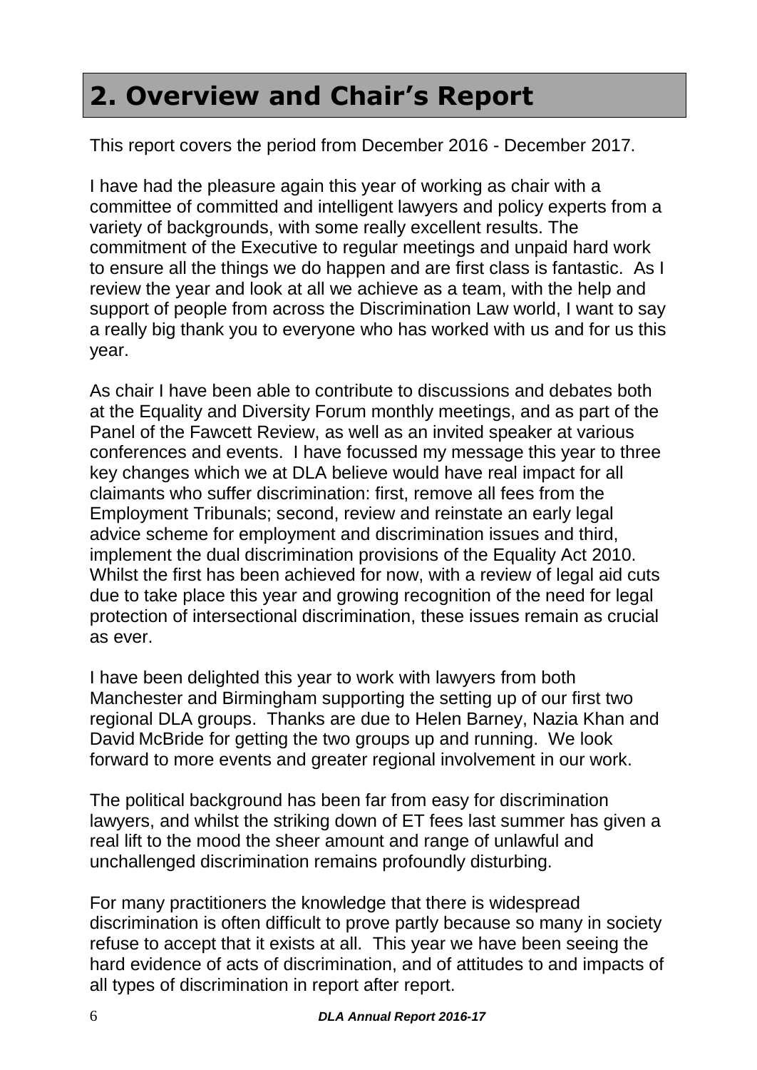# 2. Overview and Chair's Report

This report covers the period from December 2016 - December 2017.

I have had the pleasure again this year of working as chair with a committee of committed and intelligent lawyers and policy experts from a variety of backgrounds, with some really excellent results. The commitment of the Executive to regular meetings and unpaid hard work to ensure all the things we do happen and are first class is fantastic. As I review the year and look at all we achieve as a team, with the help and support of people from across the Discrimination Law world, I want to say a really big thank you to everyone who has worked with us and for us this year.

As chair I have been able to contribute to discussions and debates both at the Equality and Diversity Forum monthly meetings, and as part of the Panel of the Fawcett Review, as well as an invited speaker at various conferences and events. I have focussed my message this year to three key changes which we at DLA believe would have real impact for all claimants who suffer discrimination: first, remove all fees from the Employment Tribunals; second, review and reinstate an early legal advice scheme for employment and discrimination issues and third, implement the dual discrimination provisions of the Equality Act 2010. Whilst the first has been achieved for now, with a review of legal aid cuts due to take place this year and growing recognition of the need for legal protection of intersectional discrimination, these issues remain as crucial as ever.

I have been delighted this year to work with lawyers from both Manchester and Birmingham supporting the setting up of our first two regional DLA groups. Thanks are due to Helen Barney, Nazia Khan and David McBride for getting the two groups up and running. We look forward to more events and greater regional involvement in our work.

The political background has been far from easy for discrimination lawyers, and whilst the striking down of ET fees last summer has given a real lift to the mood the sheer amount and range of unlawful and unchallenged discrimination remains profoundly disturbing.

For many practitioners the knowledge that there is widespread discrimination is often difficult to prove partly because so many in society refuse to accept that it exists at all. This year we have been seeing the hard evidence of acts of discrimination, and of attitudes to and impacts of all types of discrimination in report after report.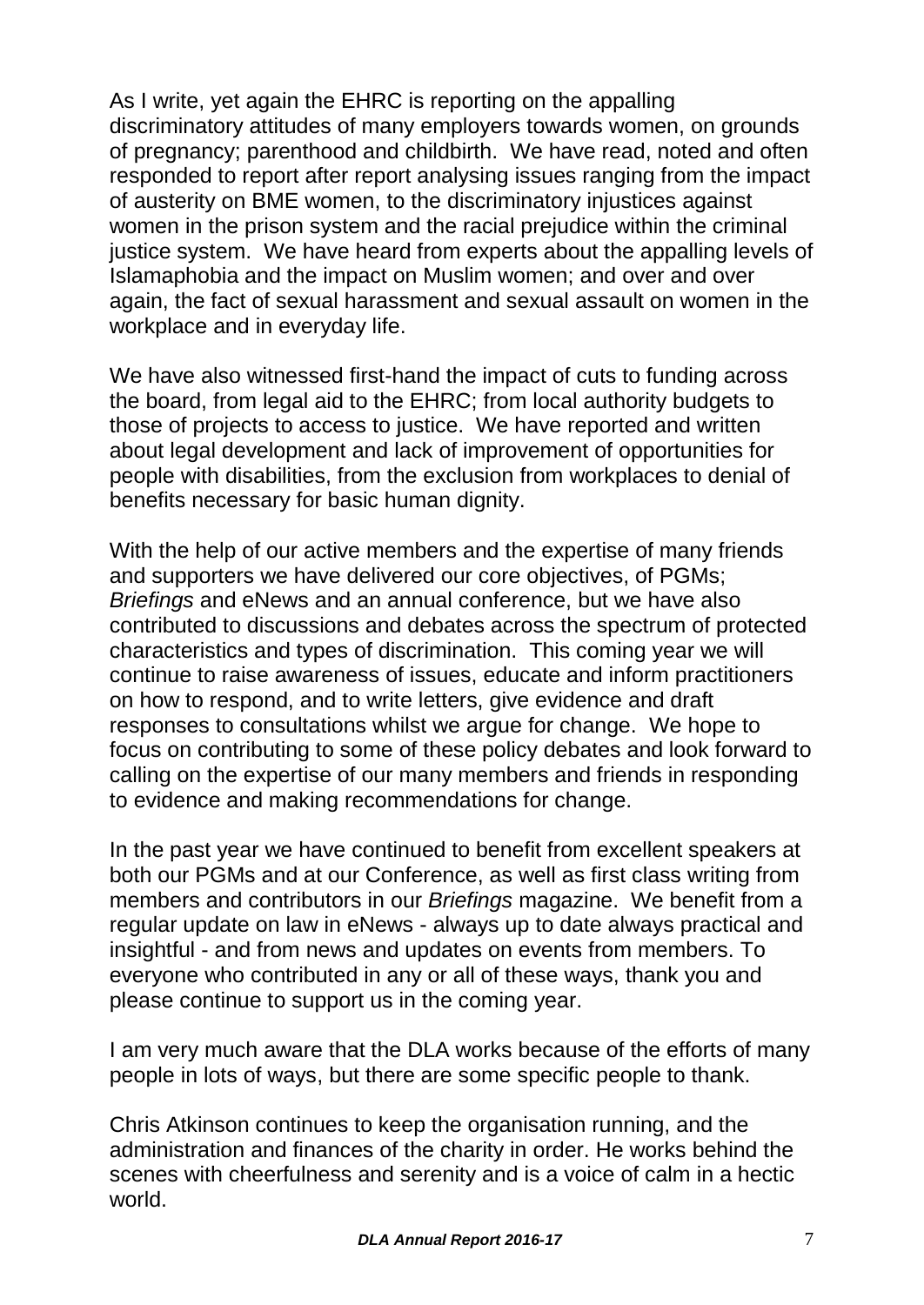As I write, yet again the EHRC is reporting on the appalling discriminatory attitudes of many employers towards women, on grounds of pregnancy; parenthood and childbirth. We have read, noted and often responded to report after report analysing issues ranging from the impact of austerity on BME women, to the discriminatory injustices against women in the prison system and the racial prejudice within the criminal justice system. We have heard from experts about the appalling levels of Islamaphobia and the impact on Muslim women; and over and over again, the fact of sexual harassment and sexual assault on women in the workplace and in everyday life.

We have also witnessed first-hand the impact of cuts to funding across the board, from legal aid to the EHRC; from local authority budgets to those of projects to access to justice. We have reported and written about legal development and lack of improvement of opportunities for people with disabilities, from the exclusion from workplaces to denial of benefits necessary for basic human dignity.

With the help of our active members and the expertise of many friends and supporters we have delivered our core objectives, of PGMs; *Briefings* and eNews and an annual conference, but we have also contributed to discussions and debates across the spectrum of protected characteristics and types of discrimination. This coming year we will continue to raise awareness of issues, educate and inform practitioners on how to respond, and to write letters, give evidence and draft responses to consultations whilst we argue for change. We hope to focus on contributing to some of these policy debates and look forward to calling on the expertise of our many members and friends in responding to evidence and making recommendations for change.

In the past year we have continued to benefit from excellent speakers at both our PGMs and at our Conference, as well as first class writing from members and contributors in our *Briefings* magazine. We benefit from a regular update on law in eNews - always up to date always practical and insightful - and from news and updates on events from members. To everyone who contributed in any or all of these ways, thank you and please continue to support us in the coming year.

I am very much aware that the DLA works because of the efforts of many people in lots of ways, but there are some specific people to thank.

Chris Atkinson continues to keep the organisation running, and the administration and finances of the charity in order. He works behind the scenes with cheerfulness and serenity and is a voice of calm in a hectic world.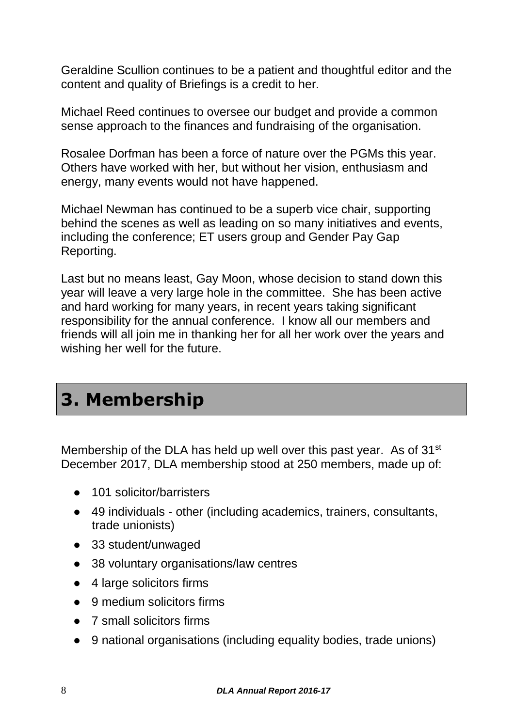Geraldine Scullion continues to be a patient and thoughtful editor and the content and quality of Briefings is a credit to her.

Michael Reed continues to oversee our budget and provide a common sense approach to the finances and fundraising of the organisation.

Rosalee Dorfman has been a force of nature over the PGMs this year. Others have worked with her, but without her vision, enthusiasm and energy, many events would not have happened.

Michael Newman has continued to be a superb vice chair, supporting behind the scenes as well as leading on so many initiatives and events, including the conference; ET users group and Gender Pay Gap Reporting.

Last but no means least, Gay Moon, whose decision to stand down this year will leave a very large hole in the committee. She has been active and hard working for many years, in recent years taking significant responsibility for the annual conference. I know all our members and friends will all join me in thanking her for all her work over the years and wishing her well for the future.

## 3. Membership

Membership of the DLA has held up well over this past year. As of 31st December 2017, DLA membership stood at 250 members, made up of:

- 101 solicitor/barristers
- 49 individuals - other (including academics, trainers, consultants, trade unionists)
- 33 student/unwaged
- 38 voluntary organisations/law centres
- 4 large solicitors firms
- 9 medium solicitors firms
- 7 small solicitors firms
- 9 national organisations (including equality bodies, trade unions)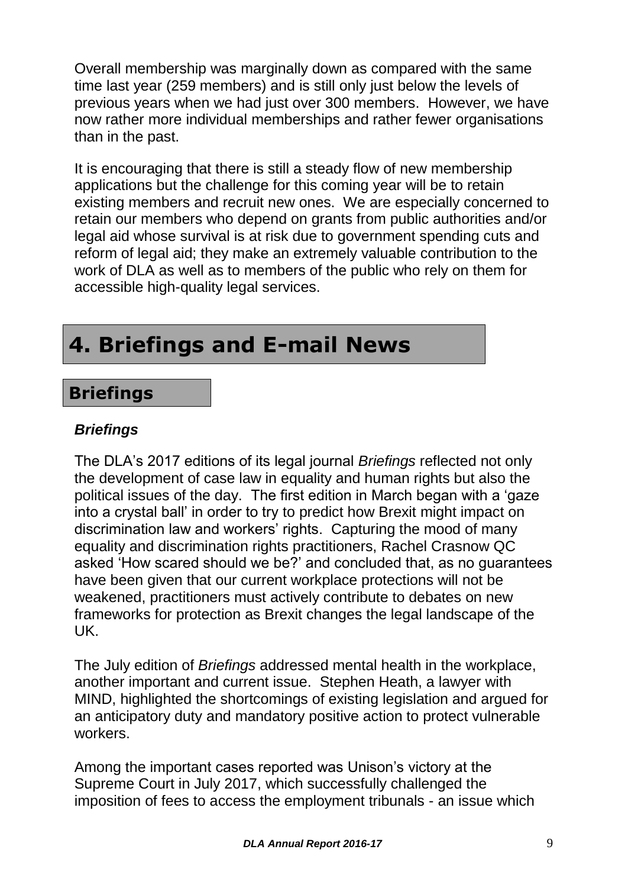Overall membership was marginally down as compared with the same time last year (259 members) and is still only just below the levels of previous years when we had just over 300 members. However, we have now rather more individual memberships and rather fewer organisations than in the past.

It is encouraging that there is still a steady flow of new membership applications but the challenge for this coming year will be to retain existing members and recruit new ones. We are especially concerned to retain our members who depend on grants from public authorities and/or legal aid whose survival is at risk due to government spending cuts and reform of legal aid; they make an extremely valuable contribution to the work of DLA as well as to members of the public who rely on them for accessible high-quality legal services.

# 4. Briefings and E-mail News

## Briefings

### *Briefings*

The DLA's 2017 editions of its legal journal *Briefings* reflected not only the development of case law in equality and human rights but also the political issues of the day. The first edition in March began with a 'gaze into a crystal ball' in order to try to predict how Brexit might impact on discrimination law and workers' rights. Capturing the mood of many equality and discrimination rights practitioners, Rachel Crasnow QC asked 'How scared should we be?' and concluded that, as no guarantees have been given that our current workplace protections will not be weakened, practitioners must actively contribute to debates on new frameworks for protection as Brexit changes the legal landscape of the UK.

The July edition of *Briefings* addressed mental health in the workplace, another important and current issue. Stephen Heath, a lawyer with MIND, highlighted the shortcomings of existing legislation and argued for an anticipatory duty and mandatory positive action to protect vulnerable workers.

Among the important cases reported was Unison's victory at the Supreme Court in July 2017, which successfully challenged the imposition of fees to access the employment tribunals - an issue which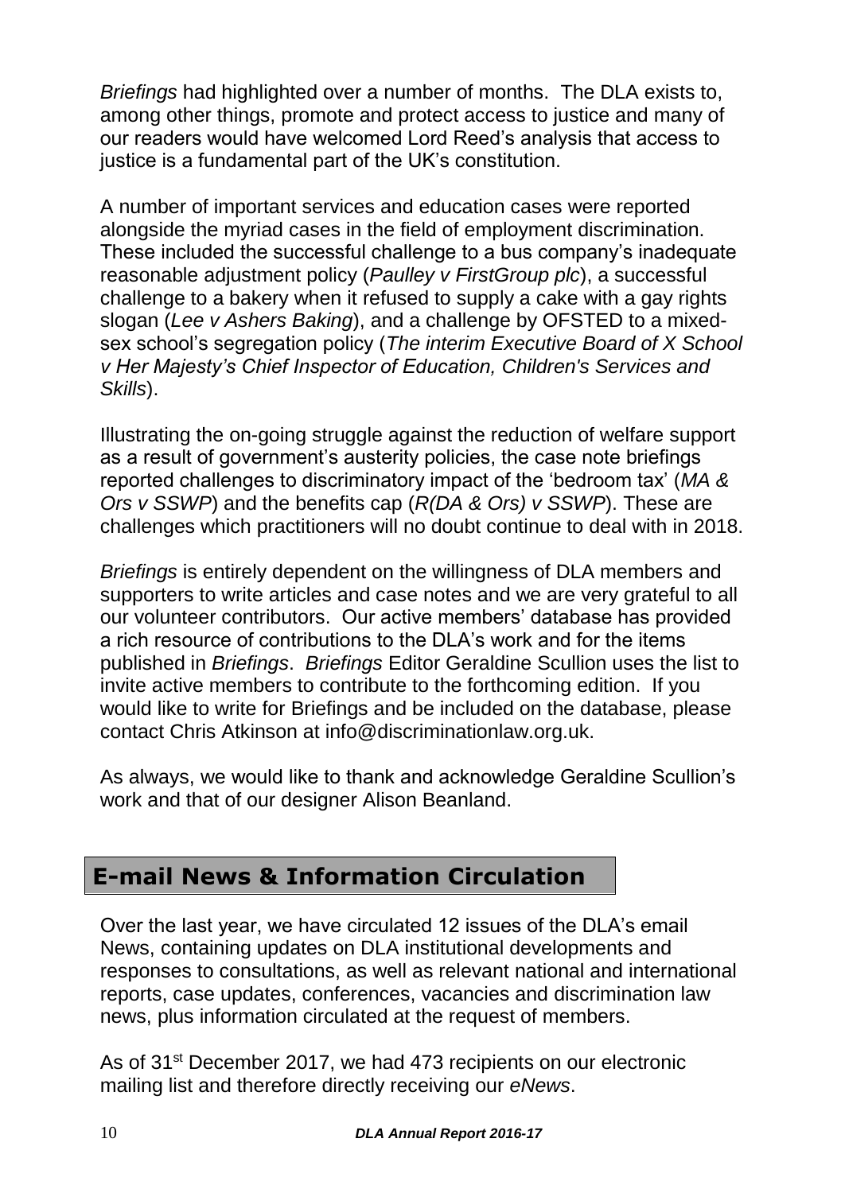*Briefings* had highlighted over a number of months. The DLA exists to, among other things, promote and protect access to justice and many of our readers would have welcomed Lord Reed's analysis that access to justice is a fundamental part of the UK's constitution.

A number of important services and education cases were reported alongside the myriad cases in the field of employment discrimination. These included the successful challenge to a bus company's inadequate reasonable adjustment policy (*Paulley v FirstGroup plc*), a successful challenge to a bakery when it refused to supply a cake with a gay rights slogan (*Lee v Ashers Baking*), and a challenge by OFSTED to a mixed-sex school's segregation policy (*The interim Executive Board of X School v Her Majesty's Chief Inspector of Education, Children's Services and Skills*).

Illustrating the on-going struggle against the reduction of welfare support as a result of government's austerity policies, the case note briefings reported challenges to discriminatory impact of the 'bedroom tax' (*MA & Ors v SSWP*) and the benefits cap (*R(DA & Ors) v SSWP*). These are challenges which practitioners will no doubt continue to deal with in 2018.

*Briefings* is entirely dependent on the willingness of DLA members and supporters to write articles and case notes and we are very grateful to all our volunteer contributors. Our active members' database has provided a rich resource of contributions to the DLA's work and for the items published in *Briefings*. *Briefings* Editor Geraldine Scullion uses the list to invite active members to contribute to the forthcoming edition. If you would like to write for Briefings and be included on the database, please contact Chris Atkinson at info@discriminationlaw.org.uk.

As always, we would like to thank and acknowledge Geraldine Scullion's work and that of our designer Alison Beanland.

## E-mail News & Information Circulation

Over the last year, we have circulated 12 issues of the DLA's email News, containing updates on DLA institutional developments and responses to consultations, as well as relevant national and international reports, case updates, conferences, vacancies and discrimination law news, plus information circulated at the request of members.

As of 31st December 2017, we had 473 recipients on our electronic mailing list and therefore directly receiving our *eNews*.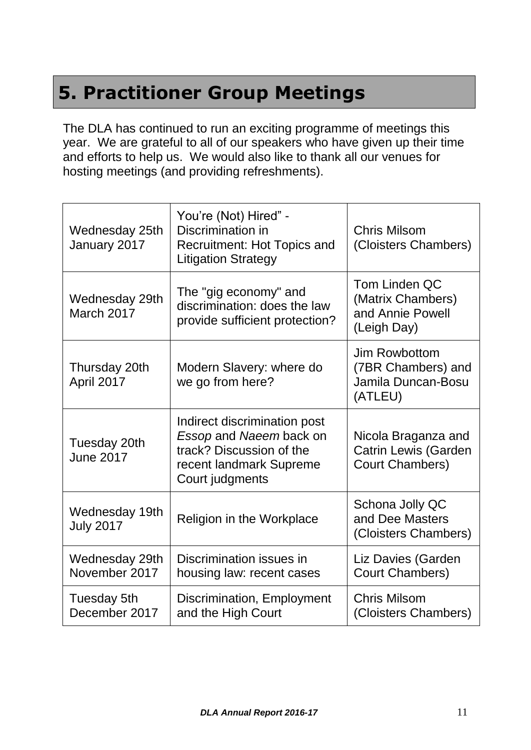## 5. Practitioner Group Meetings

The DLA has continued to run an exciting programme of meetings this year. We are grateful to all of our speakers who have given up their time and efforts to help us. We would also like to thank all our venues for hosting meetings (and providing refreshments).

| | | |
|---|---|---|
| Wednesday 25th January 2017 | You're (Not) Hired" - Discrimination in Recruitment: Hot Topics and Litigation Strategy | Chris Milsom (Cloisters Chambers) |
| Wednesday 29th March 2017 | The "gig economy" and discrimination: does the law provide sufficient protection? | Tom Linden QC (Matrix Chambers) and Annie Powell (Leigh Day) |
| Thursday 20th April 2017 | Modern Slavery: where do we go from here? | Jim Rowbottom (7BR Chambers) and Jamila Duncan-Bosu (ATLEU) |
| Tuesday 20th June 2017 | Indirect discrimination post *Essop* and *Naeem* back on track? Discussion of the recent landmark Supreme Court judgments | Nicola Braganza and Catrin Lewis (Garden Court Chambers) |
| Wednesday 19th July 2017 | Religion in the Workplace | Schona Jolly QC and Dee Masters (Cloisters Chambers) |
| Wednesday 29th November 2017 | Discrimination issues in housing law: recent cases | Liz Davies (Garden Court Chambers) |
| Tuesday 5th December 2017 | Discrimination, Employment and the High Court | Chris Milsom (Cloisters Chambers) |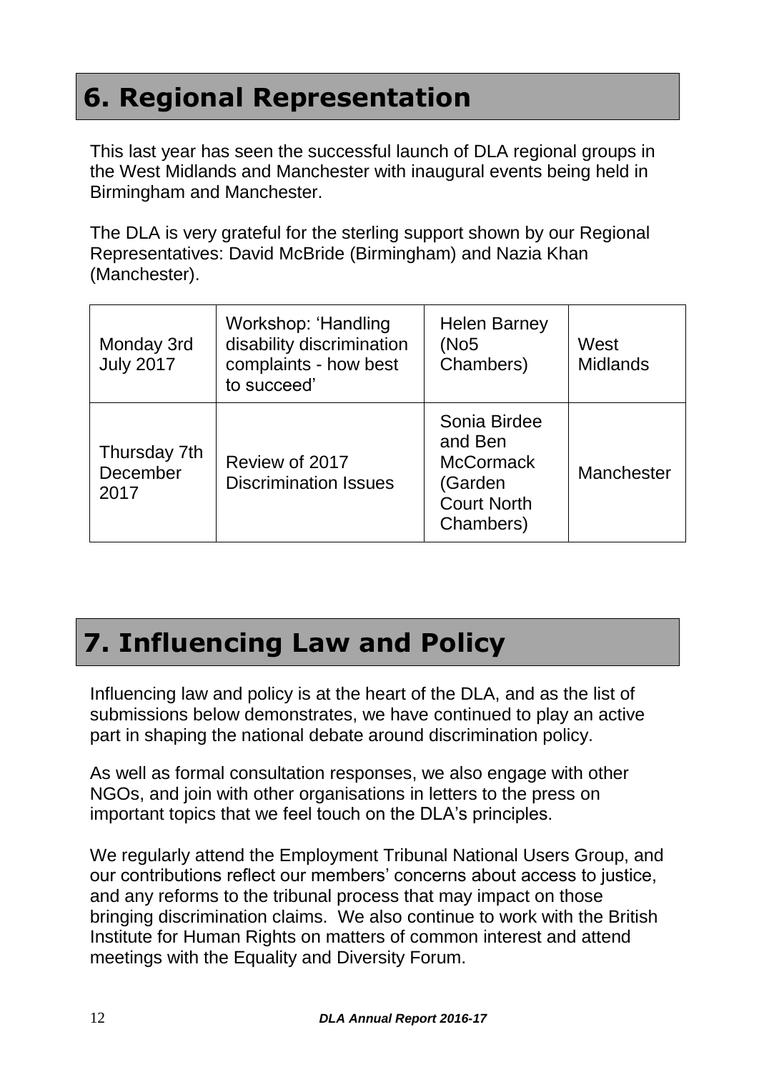# 6. Regional Representation

This last year has seen the successful launch of DLA regional groups in the West Midlands and Manchester with inaugural events being held in Birmingham and Manchester.

The DLA is very grateful for the sterling support shown by our Regional Representatives: David McBride (Birmingham) and Nazia Khan (Manchester).

| | | | |
|---|---|---|---|
| Monday 3rd July 2017 | Workshop: 'Handling disability discrimination complaints - how best to succeed' | Helen Barney (No5 Chambers) | West Midlands |
| Thursday 7th December 2017 | Review of 2017 Discrimination Issues | Sonia Birdee and Ben McCormack (Garden Court North Chambers) | Manchester |

# 7. Influencing Law and Policy

Influencing law and policy is at the heart of the DLA, and as the list of submissions below demonstrates, we have continued to play an active part in shaping the national debate around discrimination policy.

As well as formal consultation responses, we also engage with other NGOs, and join with other organisations in letters to the press on important topics that we feel touch on the DLA's principles.

We regularly attend the Employment Tribunal National Users Group, and our contributions reflect our members' concerns about access to justice, and any reforms to the tribunal process that may impact on those bringing discrimination claims. We also continue to work with the British Institute for Human Rights on matters of common interest and attend meetings with the Equality and Diversity Forum.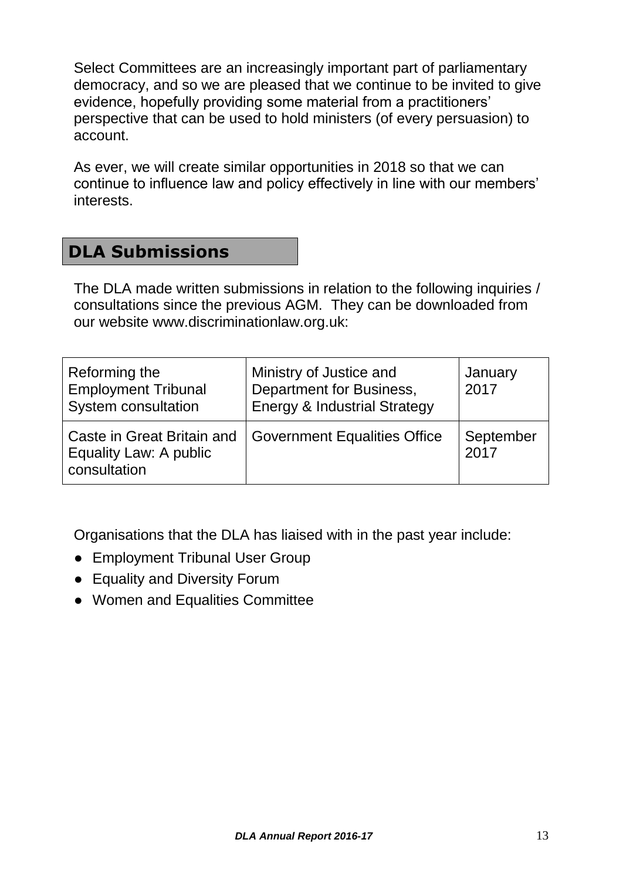Select Committees are an increasingly important part of parliamentary democracy, and so we are pleased that we continue to be invited to give evidence, hopefully providing some material from a practitioners' perspective that can be used to hold ministers (of every persuasion) to account.

As ever, we will create similar opportunities in 2018 so that we can continue to influence law and policy effectively in line with our members' interests.

## DLA Submissions

The DLA made written submissions in relation to the following inquiries / consultations since the previous AGM. They can be downloaded from our website www.discriminationlaw.org.uk:

| | | |
|---|---|---|
| Reforming the Employment Tribunal System consultation | Ministry of Justice and Department for Business, Energy & Industrial Strategy | January 2017 |
| Caste in Great Britain and Equality Law: A public consultation | Government Equalities Office | September 2017 |

Organisations that the DLA has liaised with in the past year include:

- Employment Tribunal User Group
- Equality and Diversity Forum
- Women and Equalities Committee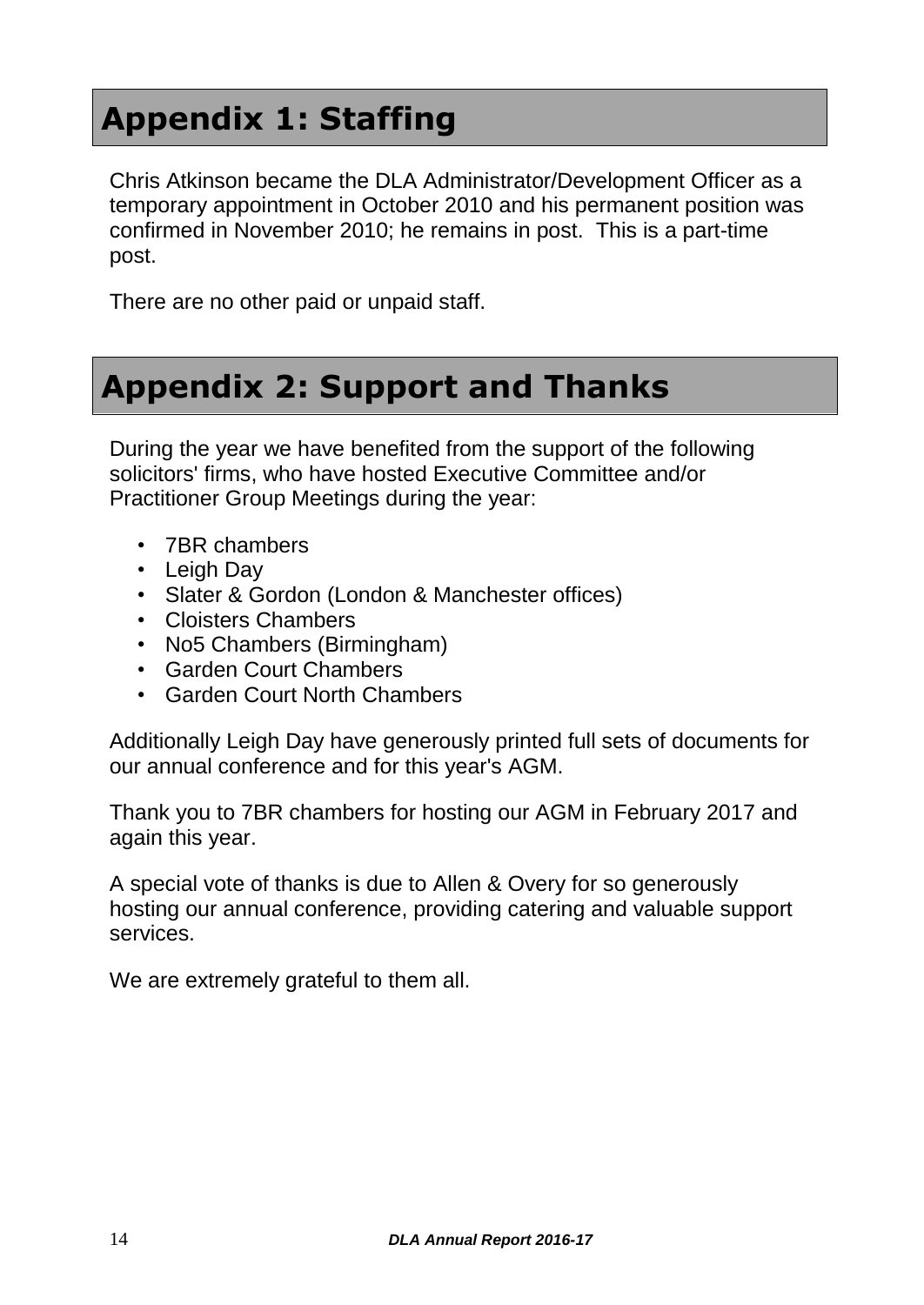# Appendix 1: Staffing

Chris Atkinson became the DLA Administrator/Development Officer as a temporary appointment in October 2010 and his permanent position was confirmed in November 2010; he remains in post. This is a part-time post.

There are no other paid or unpaid staff.

# Appendix 2: Support and Thanks

During the year we have benefited from the support of the following solicitors' firms, who have hosted Executive Committee and/or Practitioner Group Meetings during the year:

- 7BR chambers
- Leigh Day
- Slater & Gordon (London & Manchester offices)
- Cloisters Chambers
- No5 Chambers (Birmingham)
- Garden Court Chambers
- Garden Court North Chambers

Additionally Leigh Day have generously printed full sets of documents for our annual conference and for this year's AGM.

Thank you to 7BR chambers for hosting our AGM in February 2017 and again this year.

A special vote of thanks is due to Allen & Overy for so generously hosting our annual conference, providing catering and valuable support services.

We are extremely grateful to them all.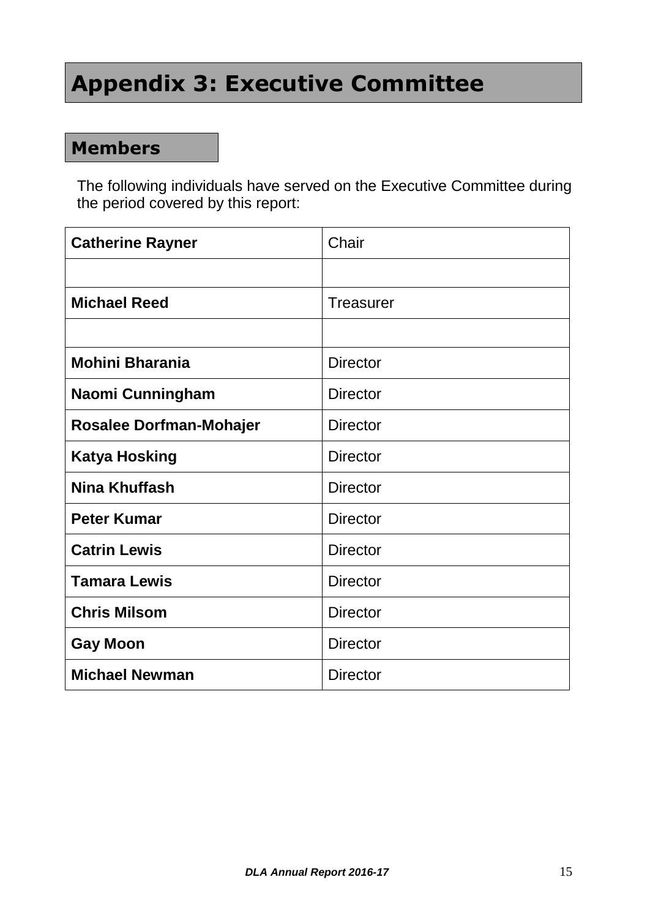# Appendix 3: Executive Committee

## Members

The following individuals have served on the Executive Committee during the period covered by this report:

| | |
|---|---|
| **Catherine Rayner** | Chair |
| | |
| **Michael Reed** | Treasurer |
| | |
| **Mohini Bharania** | Director |
| **Naomi Cunningham** | Director |
| **Rosalee Dorfman-Mohajer** | Director |
| **Katya Hosking** | Director |
| **Nina Khuffash** | Director |
| **Peter Kumar** | Director |
| **Catrin Lewis** | Director |
| **Tamara Lewis** | Director |
| **Chris Milsom** | Director |
| **Gay Moon** | Director |
| **Michael Newman** | Director |